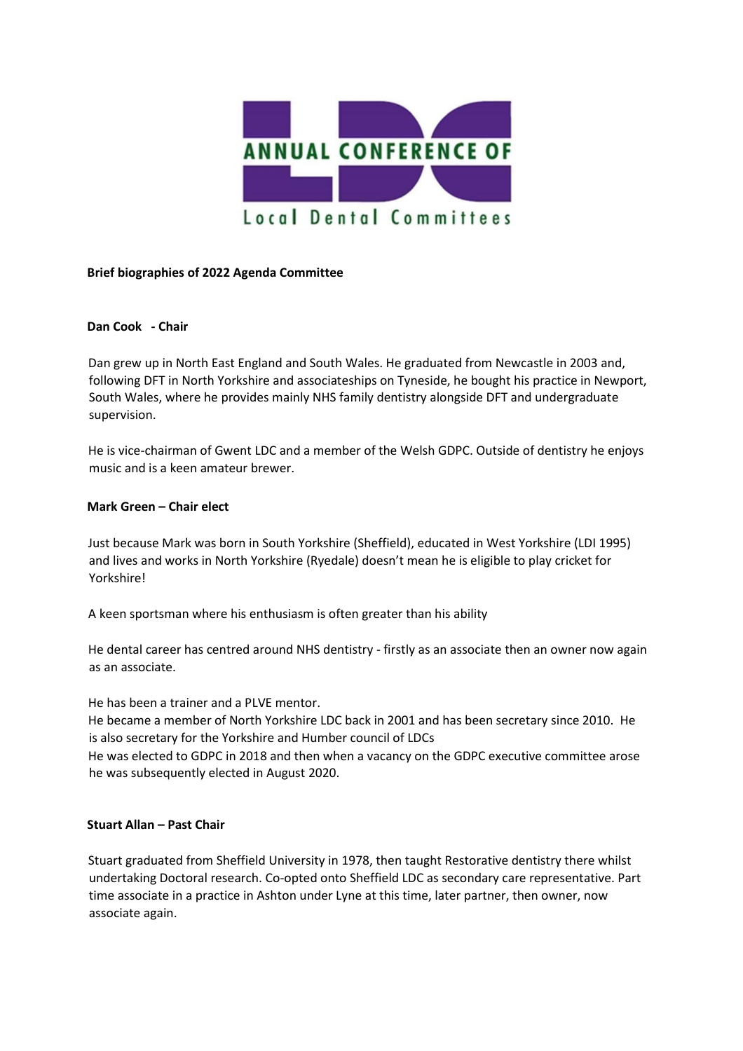ANNUAL CONFERENCE OF Local Dental Committees

## Brief biographies of 2022 Agenda Committee

### Dan Cook - Chair

Dan grew up in North East England and South Wales. He graduated from Newcastle in 2003 and, following DFT in North Yorkshire and associateships on Tyneside, he bought his practice in Newport, South Wales, where he provides mainly NHS family dentistry alongside DFT and undergraduate supervision.

He is vice-chairman of Gwent LDC and a member of the Welsh GDPC. Outside of dentistry he enjoys music and is a keen amateur brewer.

### Mark Green – Chair elect

Just because Mark was born in South Yorkshire (Sheffield), educated in West Yorkshire (LDI 1995) and lives and works in North Yorkshire (Ryedale) doesn't mean he is eligible to play cricket for Yorkshire!

A keen sportsman where his enthusiasm is often greater than his ability

He dental career has centred around NHS dentistry - firstly as an associate then an owner now again as an associate.

He has been a trainer and a PLVE mentor.
He became a member of North Yorkshire LDC back in 2001 and has been secretary since 2010. He is also secretary for the Yorkshire and Humber council of LDCs
He was elected to GDPC in 2018 and then when a vacancy on the GDPC executive committee arose he was subsequently elected in August 2020.

### Stuart Allan – Past Chair

Stuart graduated from Sheffield University in 1978, then taught Restorative dentistry there whilst undertaking Doctoral research. Co-opted onto Sheffield LDC as secondary care representative. Part time associate in a practice in Ashton under Lyne at this time, later partner, then owner, now associate again.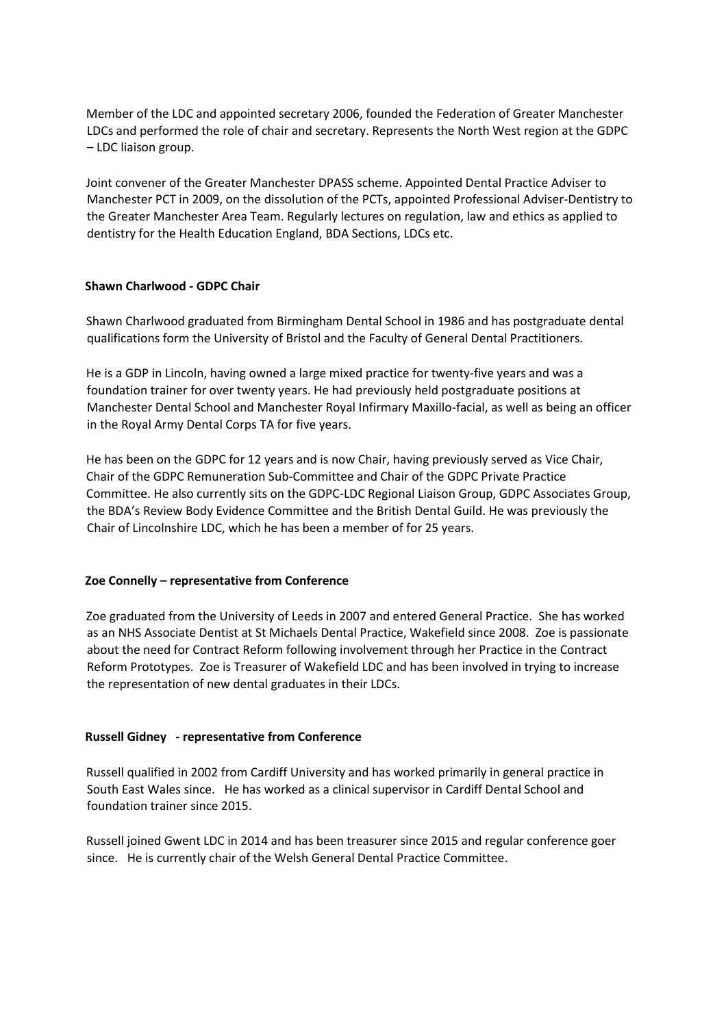Member of the LDC and appointed secretary 2006, founded the Federation of Greater Manchester LDCs and performed the role of chair and secretary. Represents the North West region at the GDPC – LDC liaison group.

Joint convener of the Greater Manchester DPASS scheme. Appointed Dental Practice Adviser to Manchester PCT in 2009, on the dissolution of the PCTs, appointed Professional Adviser-Dentistry to the Greater Manchester Area Team. Regularly lectures on regulation, law and ethics as applied to dentistry for the Health Education England, BDA Sections, LDCs etc.

**Shawn Charlwood - GDPC Chair**

Shawn Charlwood graduated from Birmingham Dental School in 1986 and has postgraduate dental qualifications form the University of Bristol and the Faculty of General Dental Practitioners.

He is a GDP in Lincoln, having owned a large mixed practice for twenty-five years and was a foundation trainer for over twenty years. He had previously held postgraduate positions at Manchester Dental School and Manchester Royal Infirmary Maxillo-facial, as well as being an officer in the Royal Army Dental Corps TA for five years.

He has been on the GDPC for 12 years and is now Chair, having previously served as Vice Chair, Chair of the GDPC Remuneration Sub-Committee and Chair of the GDPC Private Practice Committee. He also currently sits on the GDPC-LDC Regional Liaison Group, GDPC Associates Group, the BDA's Review Body Evidence Committee and the British Dental Guild. He was previously the Chair of Lincolnshire LDC, which he has been a member of for 25 years.

**Zoe Connelly – representative from Conference**

Zoe graduated from the University of Leeds in 2007 and entered General Practice. She has worked as an NHS Associate Dentist at St Michaels Dental Practice, Wakefield since 2008. Zoe is passionate about the need for Contract Reform following involvement through her Practice in the Contract Reform Prototypes. Zoe is Treasurer of Wakefield LDC and has been involved in trying to increase the representation of new dental graduates in their LDCs.

**Russell Gidney - representative from Conference**

Russell qualified in 2002 from Cardiff University and has worked primarily in general practice in South East Wales since. He has worked as a clinical supervisor in Cardiff Dental School and foundation trainer since 2015.

Russell joined Gwent LDC in 2014 and has been treasurer since 2015 and regular conference goer since. He is currently chair of the Welsh General Dental Practice Committee.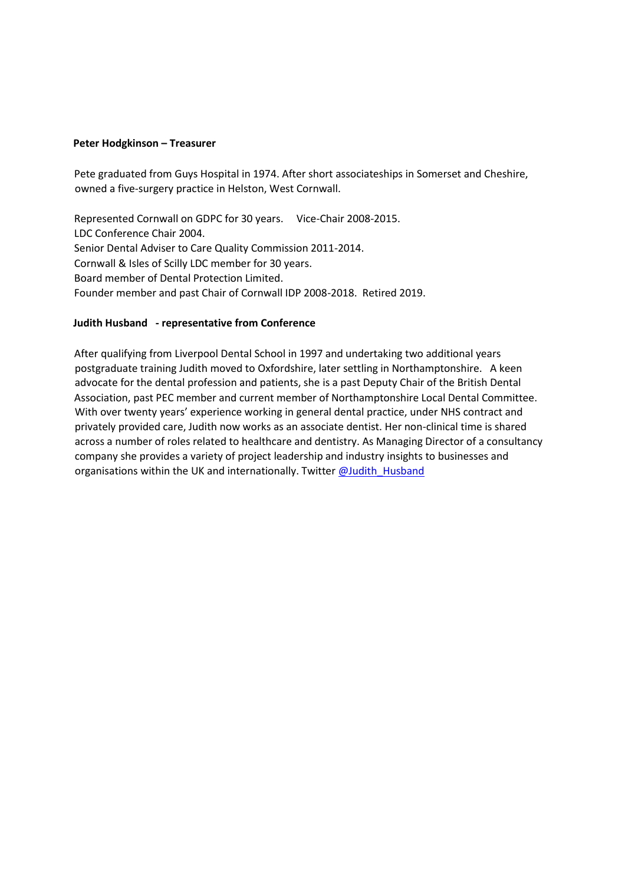**Peter Hodgkinson – Treasurer**

Pete graduated from Guys Hospital in 1974. After short associateships in Somerset and Cheshire, owned a five-surgery practice in Helston, West Cornwall.

Represented Cornwall on GDPC for 30 years. Vice-Chair 2008-2015.
LDC Conference Chair 2004.
Senior Dental Adviser to Care Quality Commission 2011-2014.
Cornwall & Isles of Scilly LDC member for 30 years.
Board member of Dental Protection Limited.
Founder member and past Chair of Cornwall IDP 2008-2018. Retired 2019.

**Judith Husband - representative from Conference**

After qualifying from Liverpool Dental School in 1997 and undertaking two additional years postgraduate training Judith moved to Oxfordshire, later settling in Northamptonshire. A keen advocate for the dental profession and patients, she is a past Deputy Chair of the British Dental Association, past PEC member and current member of Northamptonshire Local Dental Committee. With over twenty years' experience working in general dental practice, under NHS contract and privately provided care, Judith now works as an associate dentist. Her non-clinical time is shared across a number of roles related to healthcare and dentistry. As Managing Director of a consultancy company she provides a variety of project leadership and industry insights to businesses and organisations within the UK and internationally. Twitter @Judith_Husband